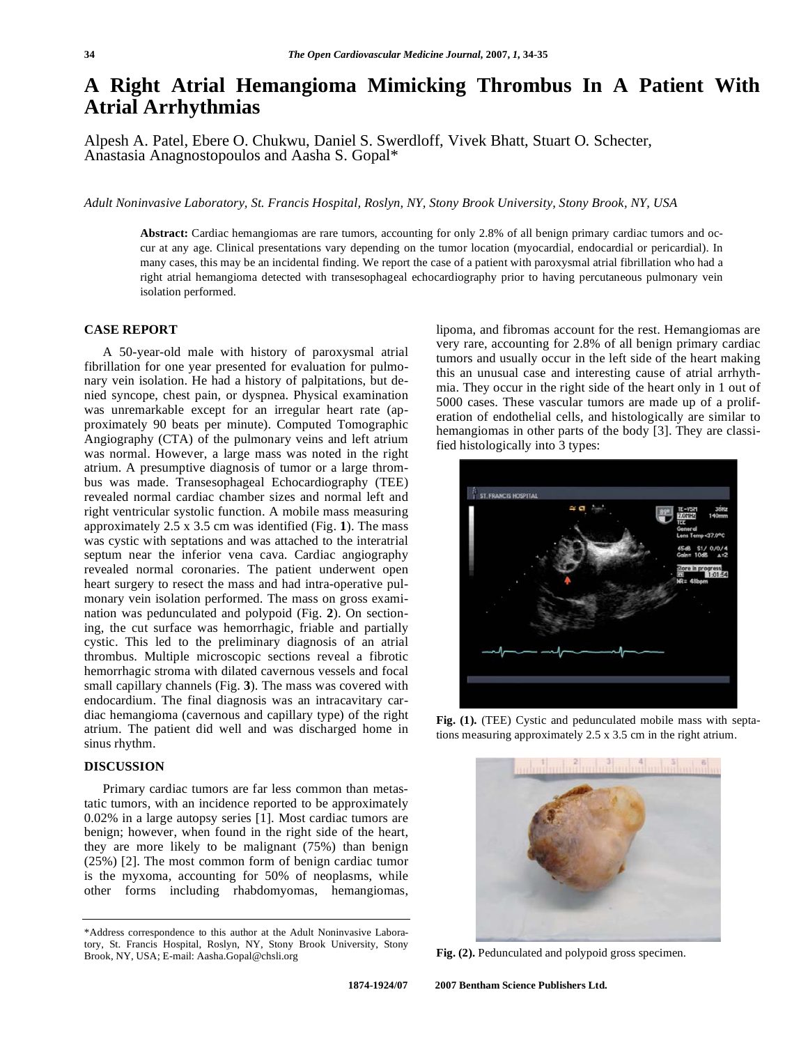# A Right Atrial Hemangioma Mimicking Thrombus In A Patient With Atrial Arrhythmias

Alpesh A. Patel, Ebere O. Chukwu, Daniel S. Swerdloff, Vivek Bhatt, Stuart O. Schecter, Anastasia Anagnostopoulos and Aasha S. Gopal*

*Adult Noninvasive Laboratory, St. Francis Hospital, Roslyn, NY, Stony Brook University, Stony Brook, NY, USA*

**Abstract:** Cardiac hemangiomas are rare tumors, accounting for only 2.8% of all benign primary cardiac tumors and occur at any age. Clinical presentations vary depending on the tumor location (myocardial, endocardial or pericardial). In many cases, this may be an incidental finding. We report the case of a patient with paroxysmal atrial fibrillation who had a right atrial hemangioma detected with transesophageal echocardiography prior to having percutaneous pulmonary vein isolation performed.

## CASE REPORT

A 50-year-old male with history of paroxysmal atrial fibrillation for one year presented for evaluation for pulmonary vein isolation. He had a history of palpitations, but denied syncope, chest pain, or dyspnea. Physical examination was unremarkable except for an irregular heart rate (approximately 90 beats per minute). Computed Tomographic Angiography (CTA) of the pulmonary veins and left atrium was normal. However, a large mass was noted in the right atrium. A presumptive diagnosis of tumor or a large thrombus was made. Transesophageal Echocardiography (TEE) revealed normal cardiac chamber sizes and normal left and right ventricular systolic function. A mobile mass measuring approximately 2.5 x 3.5 cm was identified (Fig. **1**). The mass was cystic with septations and was attached to the interatrial septum near the inferior vena cava. Cardiac angiography revealed normal coronaries. The patient underwent open heart surgery to resect the mass and had intra-operative pulmonary vein isolation performed. The mass on gross examination was pedunculated and polypoid (Fig. **2**). On sectioning, the cut surface was hemorrhagic, friable and partially cystic. This led to the preliminary diagnosis of an atrial thrombus. Multiple microscopic sections reveal a fibrotic hemorrhagic stroma with dilated cavernous vessels and focal small capillary channels (Fig. **3**). The mass was covered with endocardium. The final diagnosis was an intracavitary cardiac hemangioma (cavernous and capillary type) of the right atrium. The patient did well and was discharged home in sinus rhythm.

## DISCUSSION

Primary cardiac tumors are far less common than metastatic tumors, with an incidence reported to be approximately 0.02% in a large autopsy series [1]. Most cardiac tumors are benign; however, when found in the right side of the heart, they are more likely to be malignant (75%) than benign (25%) [2]. The most common form of benign cardiac tumor is the myxoma, accounting for 50% of neoplasms, while other forms including rhabdomyomas, hemangiomas, lipoma, and fibromas account for the rest. Hemangiomas are very rare, accounting for 2.8% of all benign primary cardiac tumors and usually occur in the left side of the heart making this an unusual case and interesting cause of atrial arrhythmia. They occur in the right side of the heart only in 1 out of 5000 cases. These vascular tumors are made up of a proliferation of endothelial cells, and histologically are similar to hemangiomas in other parts of the body [3]. They are classified histologically into 3 types:

**Fig. (1).** (TEE) Cystic and pedunculated mobile mass with septations measuring approximately 2.5 x 3.5 cm in the right atrium.

**Fig. (2).** Pedunculated and polypoid gross specimen.

\*Address correspondence to this author at the Adult Noninvasive Laboratory, St. Francis Hospital, Roslyn, NY, Stony Brook University, Stony Brook, NY, USA; E-mail: Aasha.Gopal@chsli.org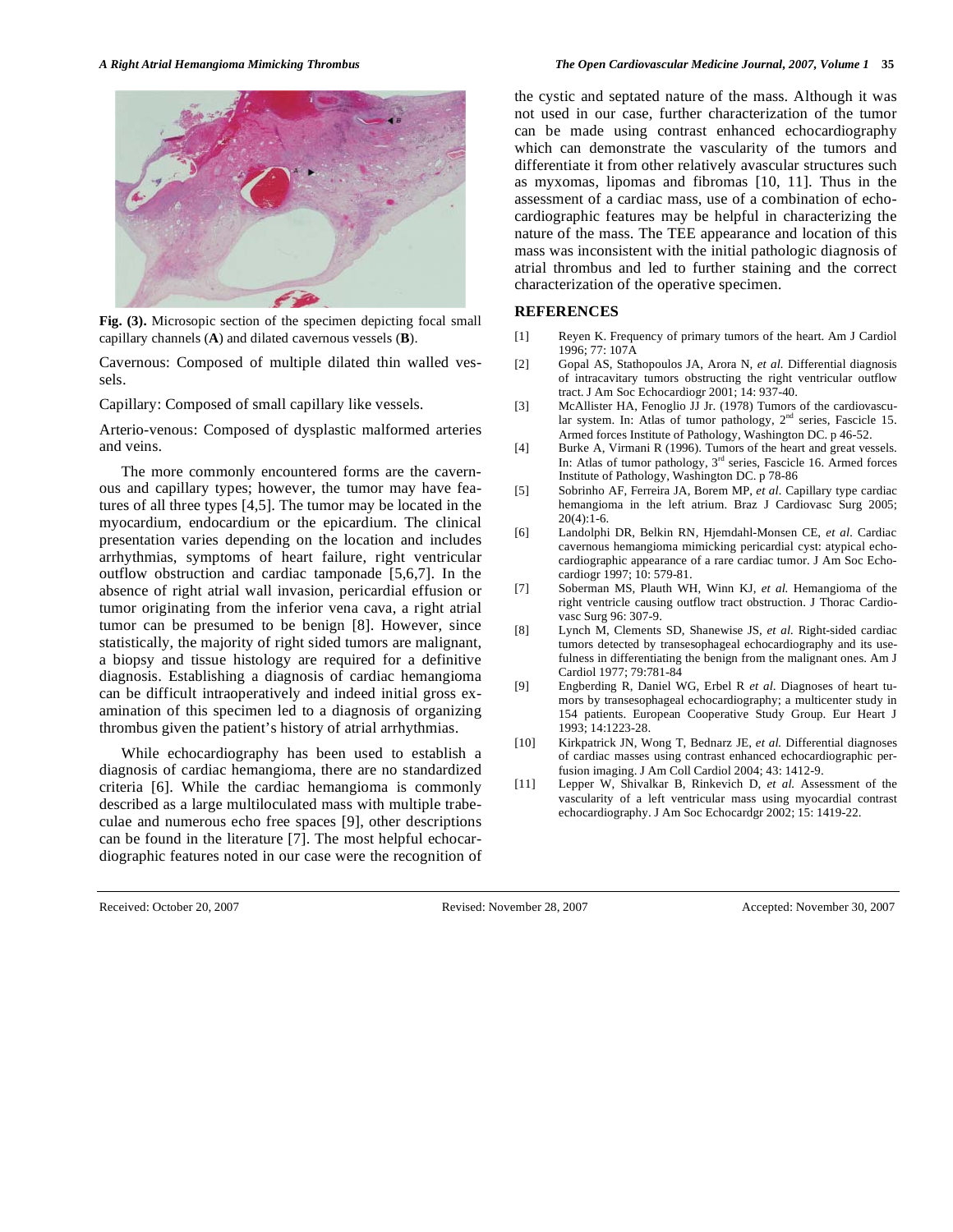**Fig. (3).** Microsopic section of the specimen depicting focal small capillary channels (**A**) and dilated cavernous vessels (**B**).

Cavernous: Composed of multiple dilated thin walled vessels.

Capillary: Composed of small capillary like vessels.

Arterio-venous: Composed of dysplastic malformed arteries and veins.

The more commonly encountered forms are the cavernous and capillary types; however, the tumor may have features of all three types [4,5]. The tumor may be located in the myocardium, endocardium or the epicardium. The clinical presentation varies depending on the location and includes arrhythmias, symptoms of heart failure, right ventricular outflow obstruction and cardiac tamponade [5,6,7]. In the absence of right atrial wall invasion, pericardial effusion or tumor originating from the inferior vena cava, a right atrial tumor can be presumed to be benign [8]. However, since statistically, the majority of right sided tumors are malignant, a biopsy and tissue histology are required for a definitive diagnosis. Establishing a diagnosis of cardiac hemangioma can be difficult intraoperatively and indeed initial gross examination of this specimen led to a diagnosis of organizing thrombus given the patient's history of atrial arrhythmias.

While echocardiography has been used to establish a diagnosis of cardiac hemangioma, there are no standardized criteria [6]. While the cardiac hemangioma is commonly described as a large multiloculated mass with multiple trabeculae and numerous echo free spaces [9], other descriptions can be found in the literature [7]. The most helpful echocardiographic features noted in our case were the recognition of the cystic and septated nature of the mass. Although it was not used in our case, further characterization of the tumor can be made using contrast enhanced echocardiography which can demonstrate the vascularity of the tumors and differentiate it from other relatively avascular structures such as myxomas, lipomas and fibromas [10, 11]. Thus in the assessment of a cardiac mass, use of a combination of echocardiographic features may be helpful in characterizing the nature of the mass. The TEE appearance and location of this mass was inconsistent with the initial pathologic diagnosis of atrial thrombus and led to further staining and the correct characterization of the operative specimen.

## REFERENCES

[1] Reyen K. Frequency of primary tumors of the heart. Am J Cardiol 1996; 77: 107A

[2] Gopal AS, Stathopoulos JA, Arora N, *et al.* Differential diagnosis of intracavitary tumors obstructing the right ventricular outflow tract. J Am Soc Echocardiogr 2001; 14: 937-40.

[3] McAllister HA, Fenoglio JJ Jr. (1978) Tumors of the cardiovascular system. In: Atlas of tumor pathology, 2nd series, Fascicle 15. Armed forces Institute of Pathology, Washington DC. p 46-52.

[4] Burke A, Virmani R (1996). Tumors of the heart and great vessels. In: Atlas of tumor pathology, 3rd series, Fascicle 16. Armed forces Institute of Pathology, Washington DC. p 78-86

[5] Sobrinho AF, Ferreira JA, Borem MP, *et al.* Capillary type cardiac hemangioma in the left atrium. Braz J Cardiovasc Surg 2005; 20(4):1-6.

[6] Landolphi DR, Belkin RN, Hjemdahl-Monsen CE, *et al.* Cardiac cavernous hemangioma mimicking pericardial cyst: atypical echocardiographic appearance of a rare cardiac tumor. J Am Soc Echocardiogr 1997; 10: 579-81.

[7] Soberman MS, Plauth WH, Winn KJ, *et al.* Hemangioma of the right ventricle causing outflow tract obstruction. J Thorac Cardiovasc Surg 96: 307-9.

[8] Lynch M, Clements SD, Shanewise JS, *et al.* Right-sided cardiac tumors detected by transesophageal echocardiography and its usefulness in differentiating the benign from the malignant ones. Am J Cardiol 1977; 79:781-84

[9] Engberding R, Daniel WG, Erbel R *et al.* Diagnoses of heart tumors by transesophageal echocardiography; a multicenter study in 154 patients. European Cooperative Study Group. Eur Heart J 1993; 14:1223-28.

[10] Kirkpatrick JN, Wong T, Bednarz JE, *et al.* Differential diagnoses of cardiac masses using contrast enhanced echocardiographic perfusion imaging. J Am Coll Cardiol 2004; 43: 1412-9.

[11] Lepper W, Shivalkar B, Rinkevich D, *et al.* Assessment of the vascularity of a left ventricular mass using myocardial contrast echocardiography. J Am Soc Echocardgr 2002; 15: 1419-22.

Received: October 20, 2007 Revised: November 28, 2007 Accepted: November 30, 2007